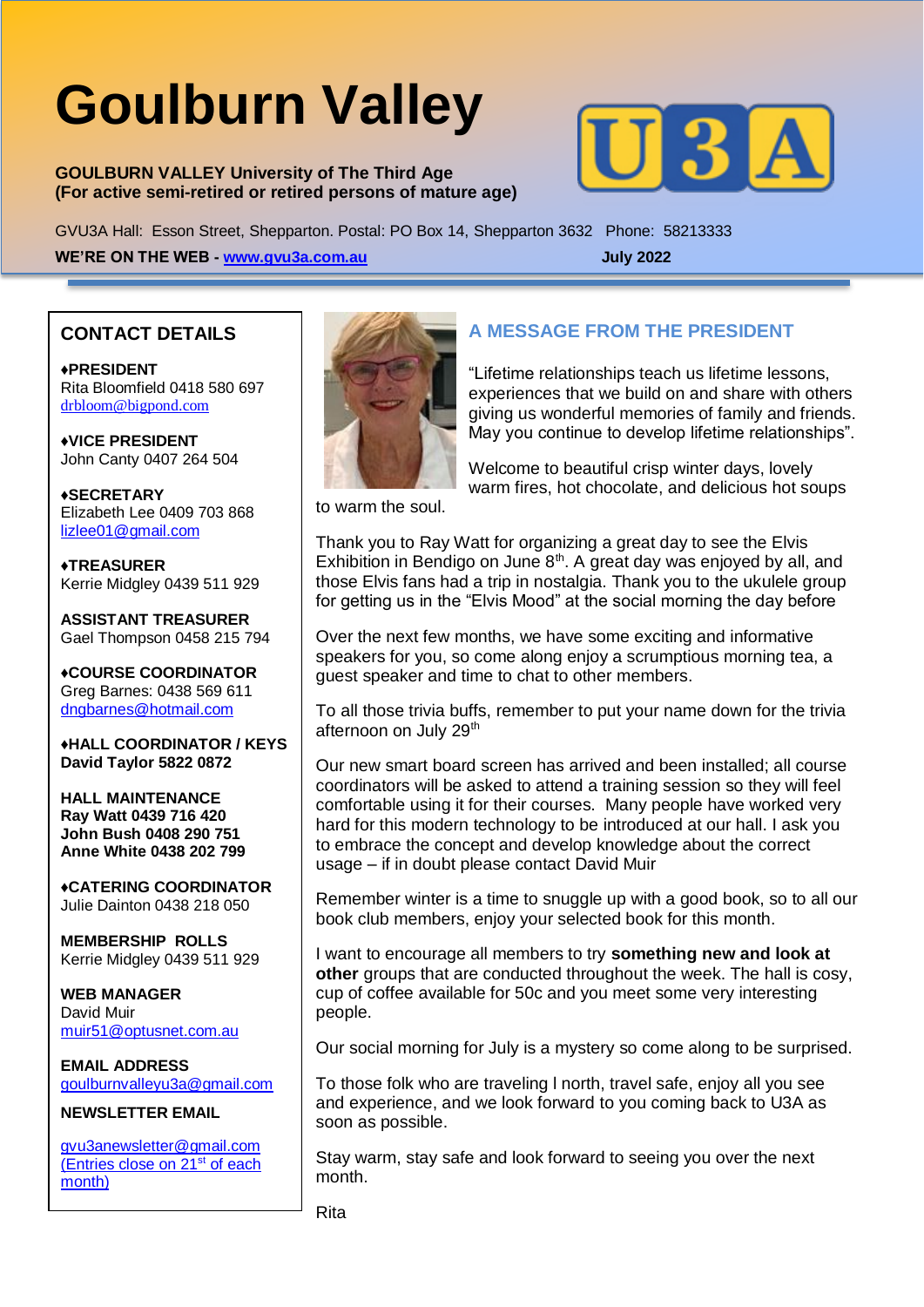# Goulburn Valley

**GOULBURN VALLEY University of The Third Age**
**(For active semi-retired or retired persons of mature age)**

GVU3A Hall: Esson Street, Shepparton. Postal: PO Box 14, Shepparton 3632 Phone: 58213333

**WE'RE ON THE WEB - www.gvu3a.com.au** **July 2022**

## CONTACT DETAILS

**♦PRESIDENT**
Rita Bloomfield 0418 580 697
drbloom@bigpond.com

**♦VICE PRESIDENT**
John Canty 0407 264 504

**♦SECRETARY**
Elizabeth Lee 0409 703 868
lizlee01@gmail.com

**♦TREASURER**
Kerrie Midgley 0439 511 929

**ASSISTANT TREASURER**
Gael Thompson 0458 215 794

**♦COURSE COORDINATOR**
Greg Barnes: 0438 569 611
dngbarnes@hotmail.com

**♦HALL COORDINATOR / KEYS**
**David Taylor 5822 0872**

**HALL MAINTENANCE**
**Ray Watt 0439 716 420**
**John Bush 0408 290 751**
**Anne White 0438 202 799**

**♦CATERING COORDINATOR**
Julie Dainton 0438 218 050

**MEMBERSHIP ROLLS**
Kerrie Midgley 0439 511 929

**WEB MANAGER**
David Muir
muir51@optusnet.com.au

**EMAIL ADDRESS**
goulburnvalleyu3a@gmail.com

**NEWSLETTER EMAIL**

gvu3anewsletter@gmail.com
(Entries close on 21st of each month)

## A MESSAGE FROM THE PRESIDENT

"Lifetime relationships teach us lifetime lessons, experiences that we build on and share with others giving us wonderful memories of family and friends. May you continue to develop lifetime relationships".

Welcome to beautiful crisp winter days, lovely warm fires, hot chocolate, and delicious hot soups to warm the soul.

Thank you to Ray Watt for organizing a great day to see the Elvis Exhibition in Bendigo on June 8th. A great day was enjoyed by all, and those Elvis fans had a trip in nostalgia. Thank you to the ukulele group for getting us in the "Elvis Mood" at the social morning the day before

Over the next few months, we have some exciting and informative speakers for you, so come along enjoy a scrumptious morning tea, a guest speaker and time to chat to other members.

To all those trivia buffs, remember to put your name down for the trivia afternoon on July 29th

Our new smart board screen has arrived and been installed; all course coordinators will be asked to attend a training session so they will feel comfortable using it for their courses. Many people have worked very hard for this modern technology to be introduced at our hall. I ask you to embrace the concept and develop knowledge about the correct usage – if in doubt please contact David Muir

Remember winter is a time to snuggle up with a good book, so to all our book club members, enjoy your selected book for this month.

I want to encourage all members to try **something new and look at other** groups that are conducted throughout the week. The hall is cosy, cup of coffee available for 50c and you meet some very interesting people.

Our social morning for July is a mystery so come along to be surprised.

To those folk who are traveling l north, travel safe, enjoy all you see and experience, and we look forward to you coming back to U3A as soon as possible.

Stay warm, stay safe and look forward to seeing you over the next month.

Rita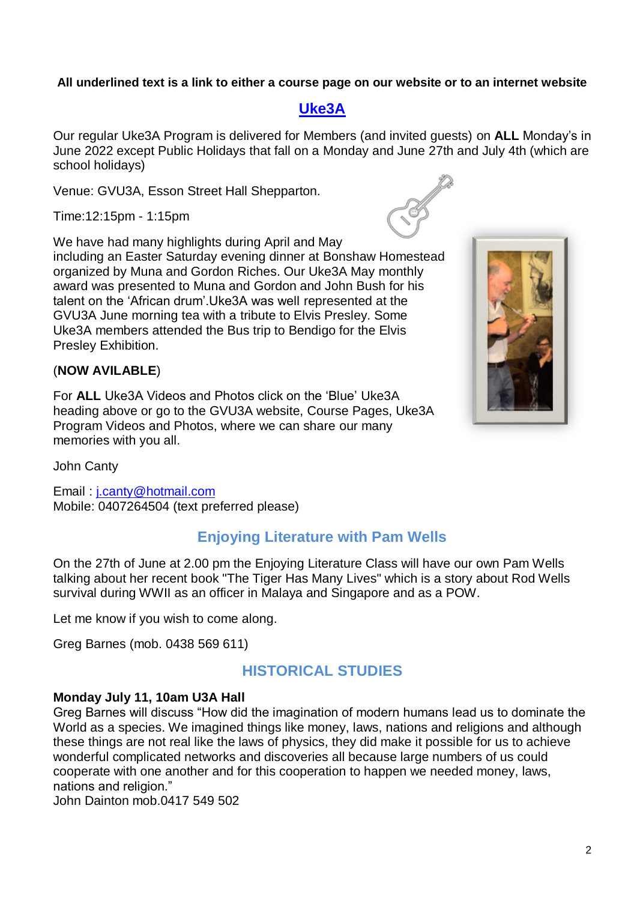**All underlined text is a link to either a course page on our website or to an internet website**

## Uke3A

Our regular Uke3A Program is delivered for Members (and invited guests) on **ALL** Monday's in June 2022 except Public Holidays that fall on a Monday and June 27th and July 4th (which are school holidays)

Venue: GVU3A, Esson Street Hall Shepparton.

Time:12:15pm - 1:15pm

We have had many highlights during April and May including an Easter Saturday evening dinner at Bonshaw Homestead organized by Muna and Gordon Riches. Our Uke3A May monthly award was presented to Muna and Gordon and John Bush for his talent on the 'African drum'.Uke3A was well represented at the GVU3A June morning tea with a tribute to Elvis Presley. Some Uke3A members attended the Bus trip to Bendigo for the Elvis Presley Exhibition.

(**NOW AVILABLE**)

For **ALL** Uke3A Videos and Photos click on the 'Blue' Uke3A heading above or go to the GVU3A website, Course Pages, Uke3A Program Videos and Photos, where we can share our many memories with you all.

John Canty

Email : j.canty@hotmail.com
Mobile: 0407264504 (text preferred please)

## Enjoying Literature with Pam Wells

On the 27th of June at 2.00 pm the Enjoying Literature Class will have our own Pam Wells talking about her recent book "The Tiger Has Many Lives" which is a story about Rod Wells survival during WWII as an officer in Malaya and Singapore and as a POW.

Let me know if you wish to come along.

Greg Barnes (mob. 0438 569 611)

## HISTORICAL STUDIES

**Monday July 11, 10am U3A Hall**
Greg Barnes will discuss "How did the imagination of modern humans lead us to dominate the World as a species. We imagined things like money, laws, nations and religions and although these things are not real like the laws of physics, they did make it possible for us to achieve wonderful complicated networks and discoveries all because large numbers of us could cooperate with one another and for this cooperation to happen we needed money, laws, nations and religion."
John Dainton mob.0417 549 502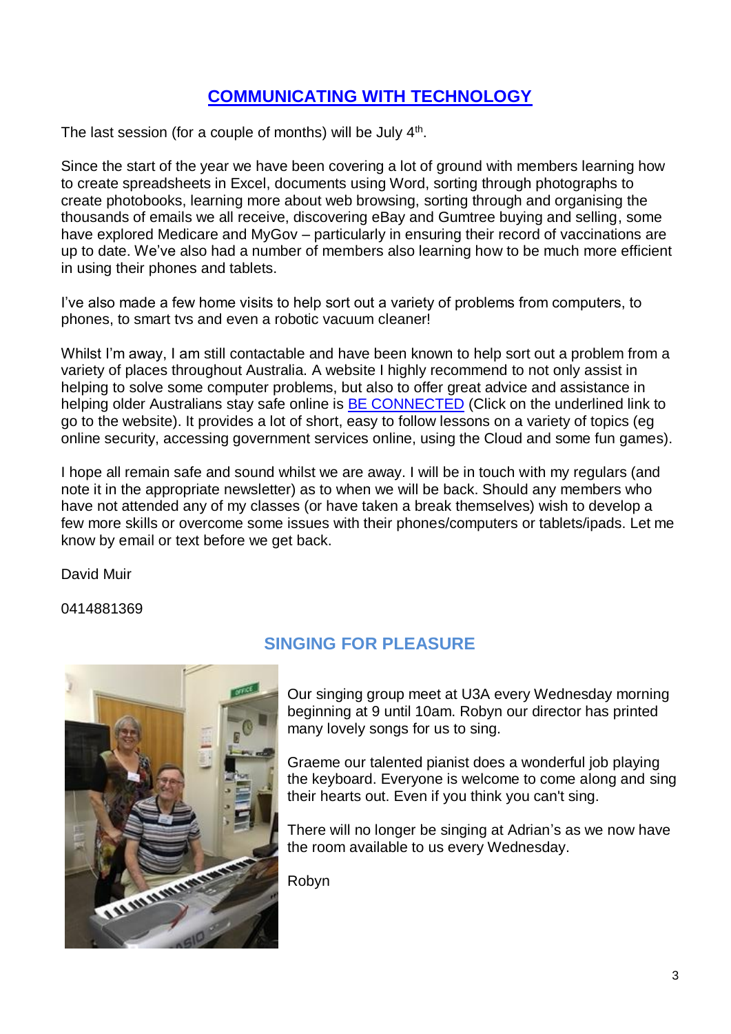## [COMMUNICATING WITH TECHNOLOGY]

The last session (for a couple of months) will be July 4th.

Since the start of the year we have been covering a lot of ground with members learning how to create spreadsheets in Excel, documents using Word, sorting through photographs to create photobooks, learning more about web browsing, sorting through and organising the thousands of emails we all receive, discovering eBay and Gumtree buying and selling, some have explored Medicare and MyGov – particularly in ensuring their record of vaccinations are up to date. We've also had a number of members also learning how to be much more efficient in using their phones and tablets.

I've also made a few home visits to help sort out a variety of problems from computers, to phones, to smart tvs and even a robotic vacuum cleaner!

Whilst I'm away, I am still contactable and have been known to help sort out a problem from a variety of places throughout Australia. A website I highly recommend to not only assist in helping to solve some computer problems, but also to offer great advice and assistance in helping older Australians stay safe online is BE CONNECTED (Click on the underlined link to go to the website). It provides a lot of short, easy to follow lessons on a variety of topics (eg online security, accessing government services online, using the Cloud and some fun games).

I hope all remain safe and sound whilst we are away. I will be in touch with my regulars (and note it in the appropriate newsletter) as to when we will be back. Should any members who have not attended any of my classes (or have taken a break themselves) wish to develop a few more skills or overcome some issues with their phones/computers or tablets/ipads. Let me know by email or text before we get back.

David Muir

0414881369

## SINGING FOR PLEASURE

Our singing group meet at U3A every Wednesday morning beginning at 9 until 10am. Robyn our director has printed many lovely songs for us to sing.

Graeme our talented pianist does a wonderful job playing the keyboard. Everyone is welcome to come along and sing their hearts out. Even if you think you can't sing.

There will no longer be singing at Adrian's as we now have the room available to us every Wednesday.

Robyn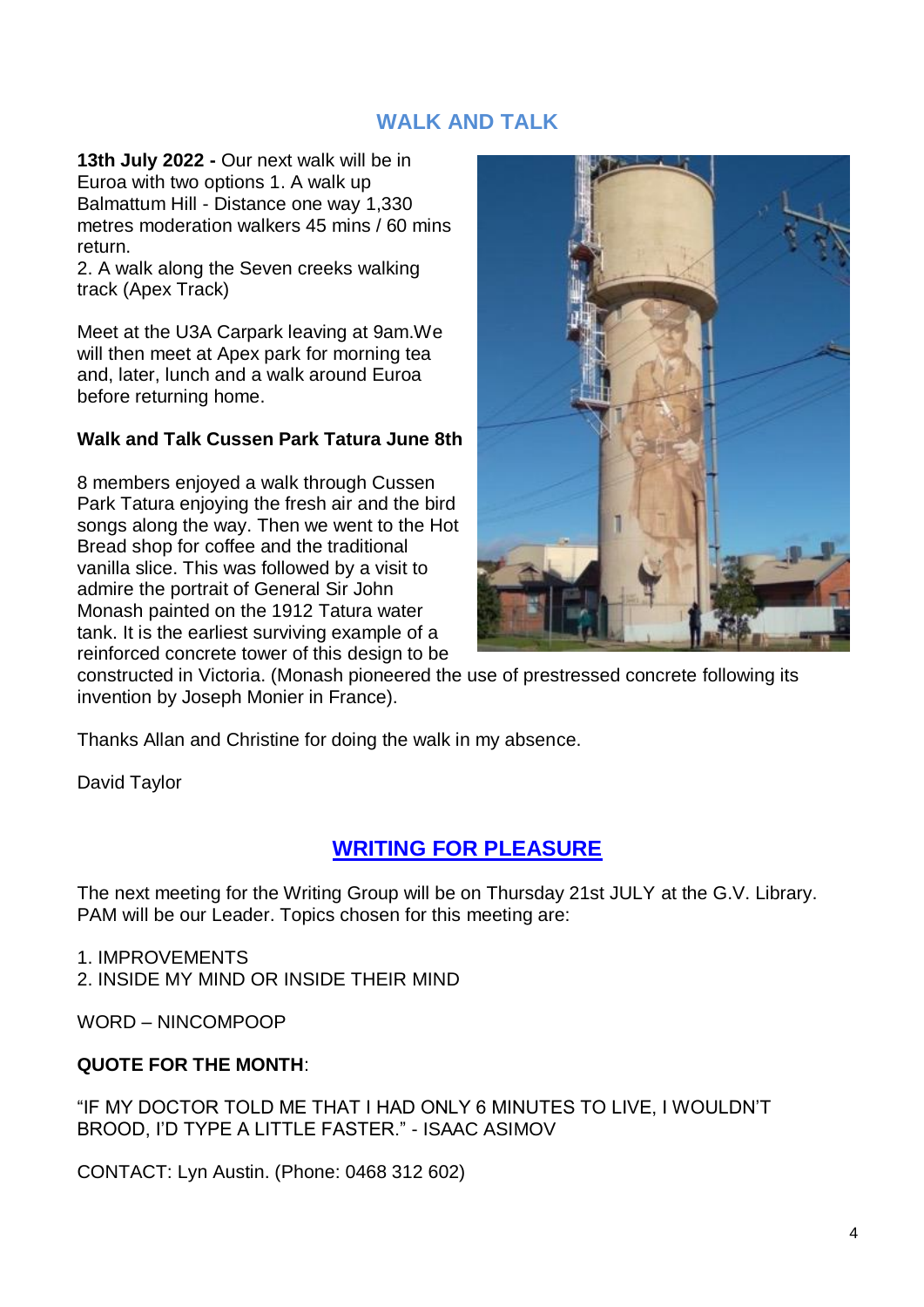## WALK AND TALK

**13th July 2022 -** Our next walk will be in Euroa with two options 1. A walk up Balmattum Hill - Distance one way 1,330 metres moderation walkers 45 mins / 60 mins return.
2. A walk along the Seven creeks walking track (Apex Track)

Meet at the U3A Carpark leaving at 9am.We will then meet at Apex park for morning tea and, later, lunch and a walk around Euroa before returning home.

**Walk and Talk Cussen Park Tatura June 8th**

8 members enjoyed a walk through Cussen Park Tatura enjoying the fresh air and the bird songs along the way. Then we went to the Hot Bread shop for coffee and the traditional vanilla slice. This was followed by a visit to admire the portrait of General Sir John Monash painted on the 1912 Tatura water tank. It is the earliest surviving example of a reinforced concrete tower of this design to be constructed in Victoria. (Monash pioneered the use of prestressed concrete following its invention by Joseph Monier in France).

Thanks Allan and Christine for doing the walk in my absence.

David Taylor

## WRITING FOR PLEASURE

The next meeting for the Writing Group will be on Thursday 21st JULY at the G.V. Library. PAM will be our Leader. Topics chosen for this meeting are:

1. IMPROVEMENTS
2. INSIDE MY MIND OR INSIDE THEIR MIND

WORD – NINCOMPOOP

**QUOTE FOR THE MONTH**:

"IF MY DOCTOR TOLD ME THAT I HAD ONLY 6 MINUTES TO LIVE, I WOULDN'T BROOD, I'D TYPE A LITTLE FASTER." - ISAAC ASIMOV

CONTACT: Lyn Austin. (Phone: 0468 312 602)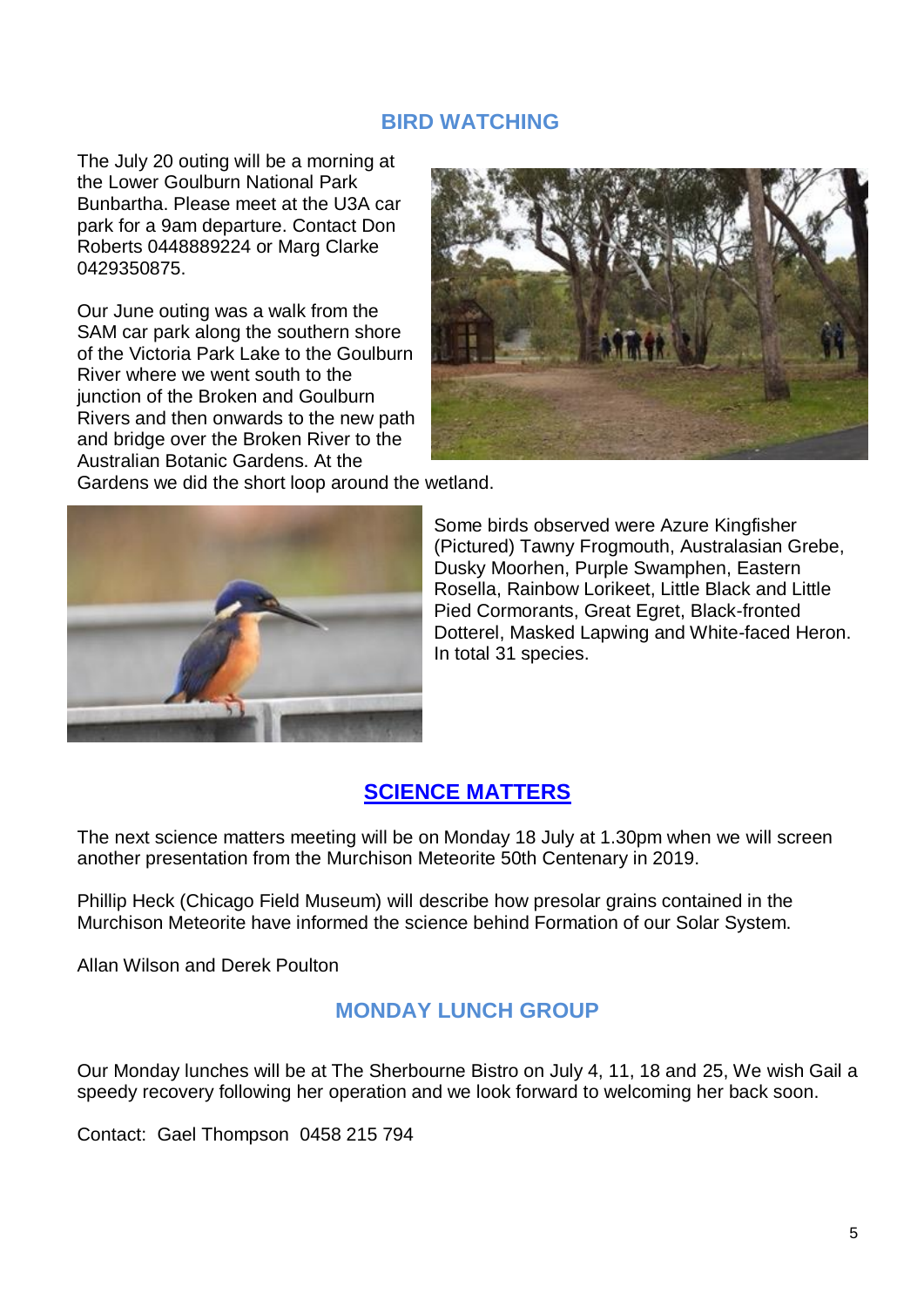## BIRD WATCHING

The July 20 outing will be a morning at the Lower Goulburn National Park Bunbartha. Please meet at the U3A car park for a 9am departure. Contact Don Roberts 0448889224 or Marg Clarke 0429350875.

Our June outing was a walk from the SAM car park along the southern shore of the Victoria Park Lake to the Goulburn River where we went south to the junction of the Broken and Goulburn Rivers and then onwards to the new path and bridge over the Broken River to the Australian Botanic Gardens. At the Gardens we did the short loop around the wetland.

Some birds observed were Azure Kingfisher (Pictured) Tawny Frogmouth, Australasian Grebe, Dusky Moorhen, Purple Swamphen, Eastern Rosella, Rainbow Lorikeet, Little Black and Little Pied Cormorants, Great Egret, Black-fronted Dotterel, Masked Lapwing and White-faced Heron. In total 31 species.

## SCIENCE MATTERS

The next science matters meeting will be on Monday 18 July at 1.30pm when we will screen another presentation from the Murchison Meteorite 50th Centenary in 2019.

Phillip Heck (Chicago Field Museum) will describe how presolar grains contained in the Murchison Meteorite have informed the science behind Formation of our Solar System.

Allan Wilson and Derek Poulton

## MONDAY LUNCH GROUP

Our Monday lunches will be at The Sherbourne Bistro on July 4, 11, 18 and 25, We wish Gail a speedy recovery following her operation and we look forward to welcoming her back soon.

Contact: Gael Thompson 0458 215 794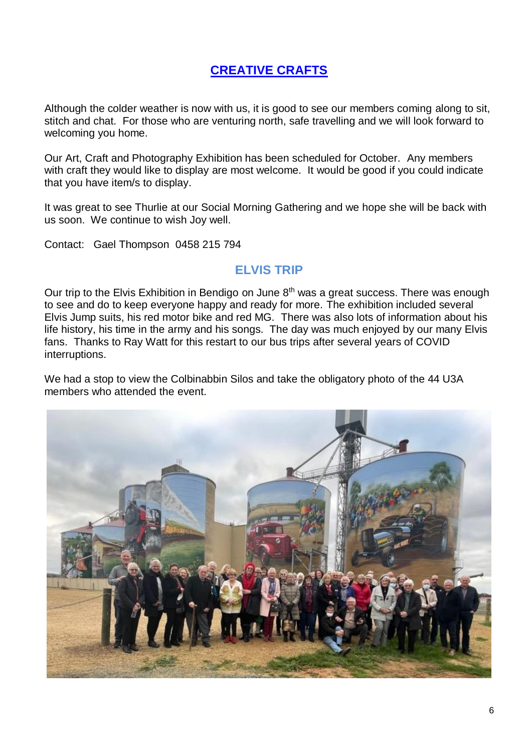## CREATIVE CRAFTS

Although the colder weather is now with us, it is good to see our members coming along to sit, stitch and chat. For those who are venturing north, safe travelling and we will look forward to welcoming you home.

Our Art, Craft and Photography Exhibition has been scheduled for October. Any members with craft they would like to display are most welcome. It would be good if you could indicate that you have item/s to display.

It was great to see Thurlie at our Social Morning Gathering and we hope she will be back with us soon. We continue to wish Joy well.

Contact: Gael Thompson 0458 215 794

## ELVIS TRIP

Our trip to the Elvis Exhibition in Bendigo on June 8th was a great success. There was enough to see and do to keep everyone happy and ready for more. The exhibition included several Elvis Jump suits, his red motor bike and red MG. There was also lots of information about his life history, his time in the army and his songs. The day was much enjoyed by our many Elvis fans. Thanks to Ray Watt for this restart to our bus trips after several years of COVID interruptions.

We had a stop to view the Colbinabbin Silos and take the obligatory photo of the 44 U3A members who attended the event.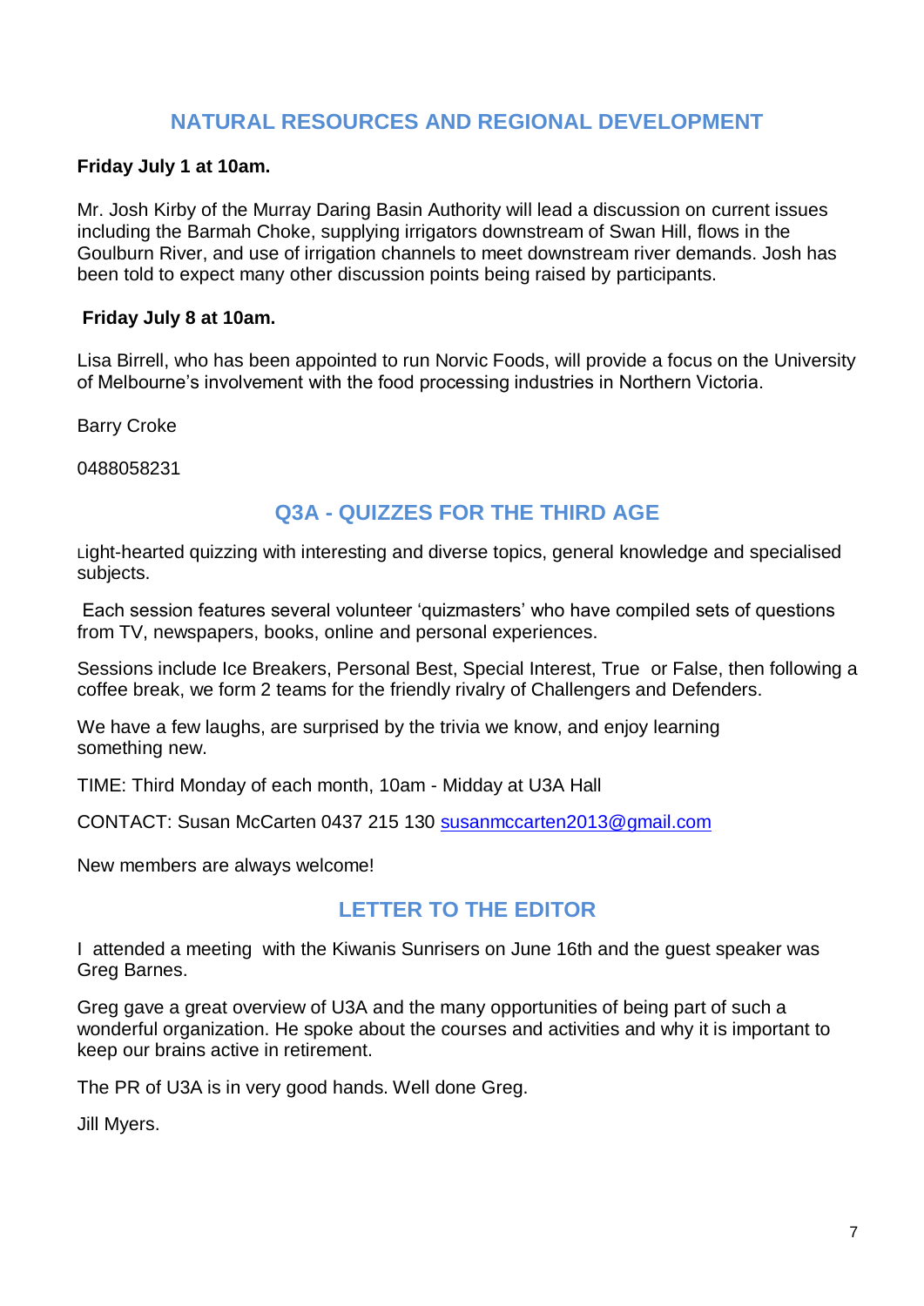## NATURAL RESOURCES AND REGIONAL DEVELOPMENT

**Friday July 1 at 10am.**

Mr. Josh Kirby of the Murray Daring Basin Authority will lead a discussion on current issues including the Barmah Choke, supplying irrigators downstream of Swan Hill, flows in the Goulburn River, and use of irrigation channels to meet downstream river demands. Josh has been told to expect many other discussion points being raised by participants.

**Friday July 8 at 10am.**

Lisa Birrell, who has been appointed to run Norvic Foods, will provide a focus on the University of Melbourne's involvement with the food processing industries in Northern Victoria.

Barry Croke

0488058231

## Q3A - QUIZZES FOR THE THIRD AGE

Light-hearted quizzing with interesting and diverse topics, general knowledge and specialised subjects.

Each session features several volunteer 'quizmasters' who have compiled sets of questions from TV, newspapers, books, online and personal experiences.

Sessions include Ice Breakers, Personal Best, Special Interest, True or False, then following a coffee break, we form 2 teams for the friendly rivalry of Challengers and Defenders.

We have a few laughs, are surprised by the trivia we know, and enjoy learning something new.

TIME: Third Monday of each month, 10am - Midday at U3A Hall

CONTACT: Susan McCarten 0437 215 130 susanmccarten2013@gmail.com

New members are always welcome!

## LETTER TO THE EDITOR

I attended a meeting with the Kiwanis Sunrisers on June 16th and the guest speaker was Greg Barnes.

Greg gave a great overview of U3A and the many opportunities of being part of such a wonderful organization. He spoke about the courses and activities and why it is important to keep our brains active in retirement.

The PR of U3A is in very good hands. Well done Greg.

Jill Myers.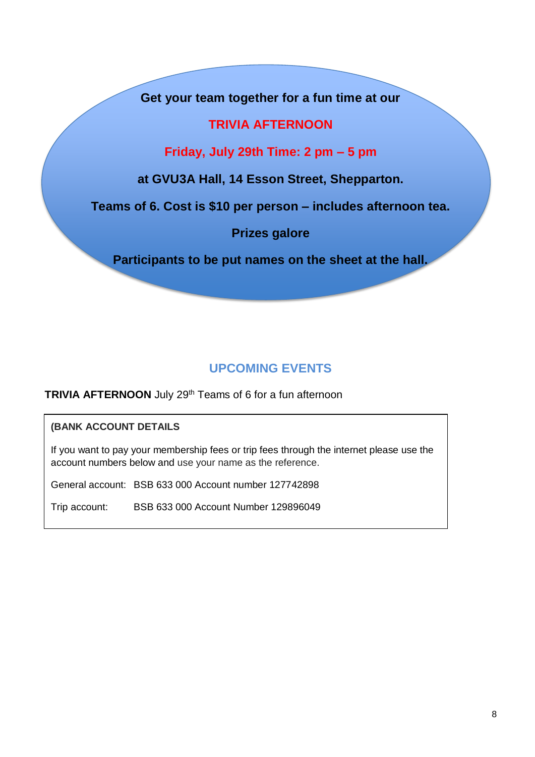**Get your team together for a fun time at our**

**TRIVIA AFTERNOON**

**Friday, July 29th Time: 2 pm – 5 pm**

**at GVU3A Hall, 14 Esson Street, Shepparton.**

**Teams of 6. Cost is $10 per person – includes afternoon tea.**

**Prizes galore**

**Participants to be put names on the sheet at the hall.**

## UPCOMING EVENTS

**TRIVIA AFTERNOON** July 29th Teams of 6 for a fun afternoon

**(BANK ACCOUNT DETAILS**

If you want to pay your membership fees or trip fees through the internet please use the account numbers below and use your name as the reference.

General account: BSB 633 000 Account number 127742898

Trip account: BSB 633 000 Account Number 129896049